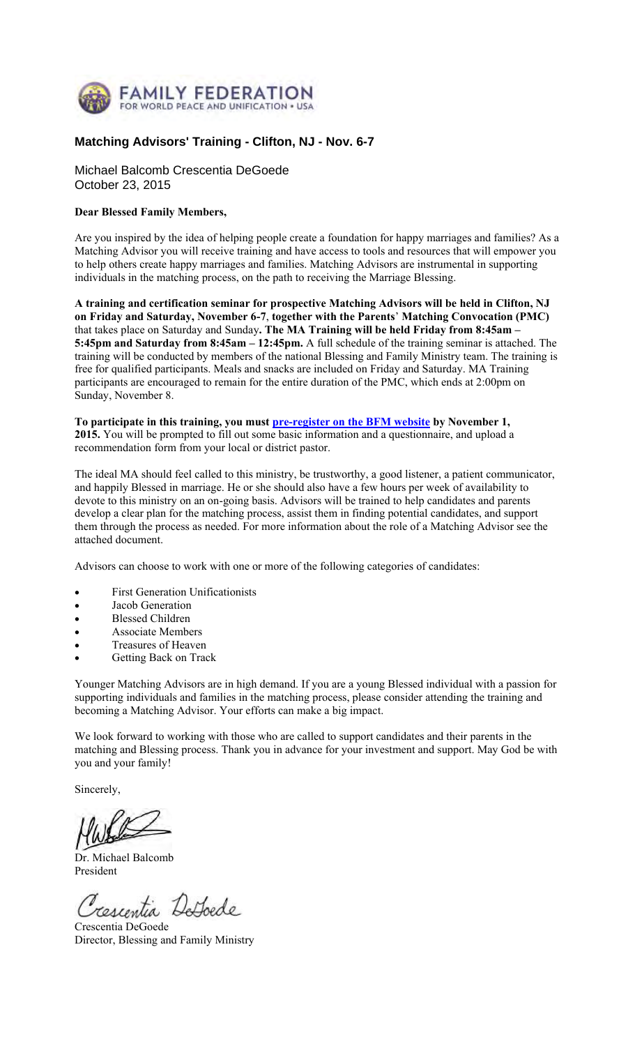FAMILY FEDERATION
FOR WORLD PEACE AND UNIFICATION • USA

## Matching Advisors' Training - Clifton, NJ - Nov. 6-7

Michael Balcomb Crescentia DeGoede
October 23, 2015

**Dear Blessed Family Members,**

Are you inspired by the idea of helping people create a foundation for happy marriages and families? As a Matching Advisor you will receive training and have access to tools and resources that will empower you to help others create happy marriages and families. Matching Advisors are instrumental in supporting individuals in the matching process, on the path to receiving the Marriage Blessing.

**A training and certification seminar for prospective Matching Advisors will be held in Clifton, NJ on Friday and Saturday, November 6-7, together with the Parents' Matching Convocation (PMC)** that takes place on Saturday and Sunday**. The MA Training will be held Friday from 8:45am – 5:45pm and Saturday from 8:45am – 12:45pm.** A full schedule of the training seminar is attached. The training will be conducted by members of the national Blessing and Family Ministry team. The training is free for qualified participants. Meals and snacks are included on Friday and Saturday. MA Training participants are encouraged to remain for the entire duration of the PMC, which ends at 2:00pm on Sunday, November 8.

**To participate in this training, you must pre-register on the BFM website by November 1, 2015.** You will be prompted to fill out some basic information and a questionnaire, and upload a recommendation form from your local or district pastor.

The ideal MA should feel called to this ministry, be trustworthy, a good listener, a patient communicator, and happily Blessed in marriage. He or she should also have a few hours per week of availability to devote to this ministry on an on-going basis. Advisors will be trained to help candidates and parents develop a clear plan for the matching process, assist them in finding potential candidates, and support them through the process as needed. For more information about the role of a Matching Advisor see the attached document.

Advisors can choose to work with one or more of the following categories of candidates:

- First Generation Unificationists
- Jacob Generation
- Blessed Children
- Associate Members
- Treasures of Heaven
- Getting Back on Track

Younger Matching Advisors are in high demand. If you are a young Blessed individual with a passion for supporting individuals and families in the matching process, please consider attending the training and becoming a Matching Advisor. Your efforts can make a big impact.

We look forward to working with those who are called to support candidates and their parents in the matching and Blessing process. Thank you in advance for your investment and support. May God be with you and your family!

Sincerely,

Dr. Michael Balcomb
President

Crescentia DeGoede
Director, Blessing and Family Ministry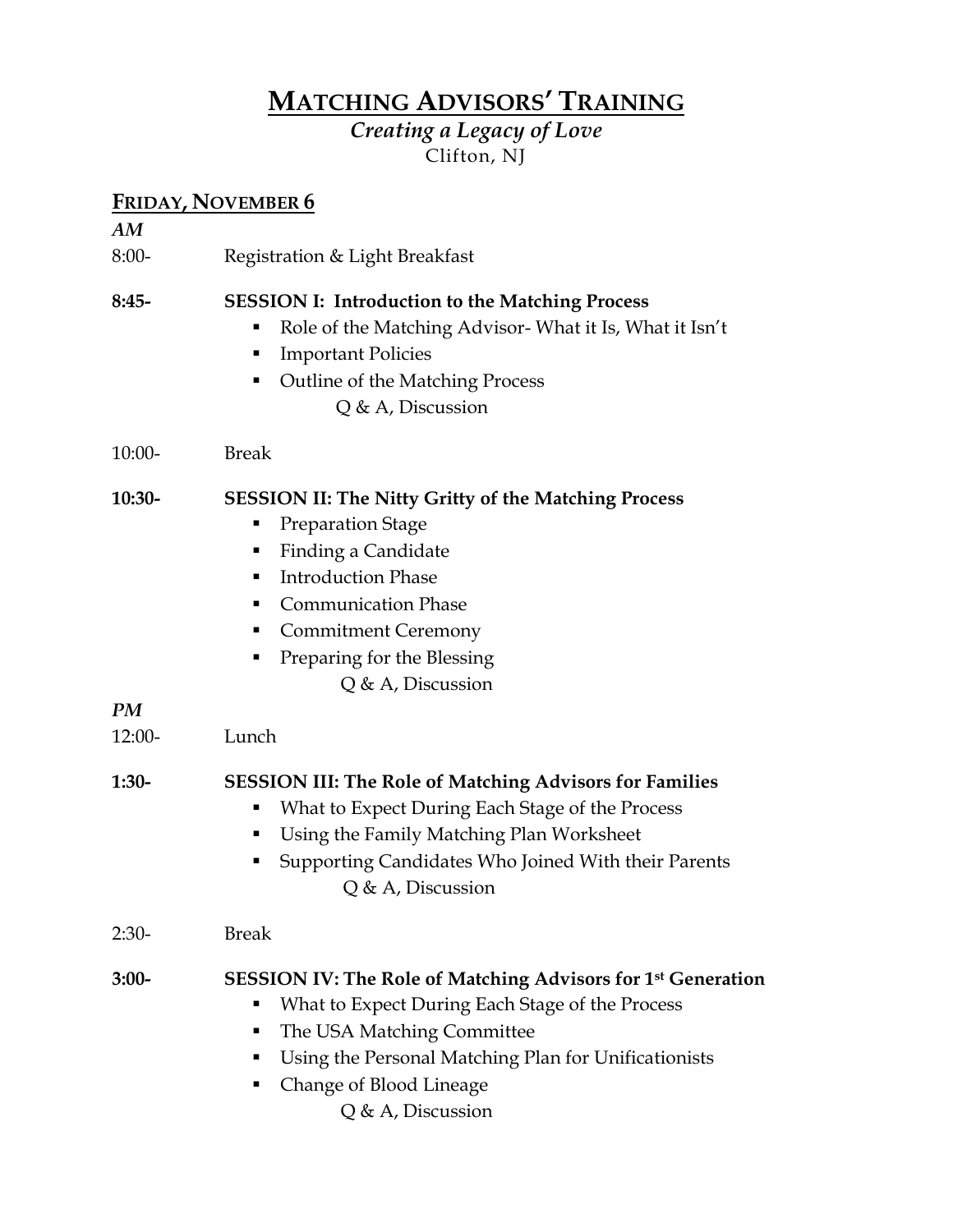# MATCHING ADVISORS' TRAINING

*Creating a Legacy of Love*

Clifton, NJ

## FRIDAY, NOVEMBER 6

***AM***

8:00- Registration & Light Breakfast

**8:45- SESSION I: Introduction to the Matching Process**

- Role of the Matching Advisor- What it Is, What it Isn't
- Important Policies
- Outline of the Matching Process

Q & A, Discussion

10:00- Break

**10:30- SESSION II: The Nitty Gritty of the Matching Process**

- Preparation Stage
- Finding a Candidate
- Introduction Phase
- Communication Phase
- Commitment Ceremony
- Preparing for the Blessing

Q & A, Discussion

***PM***

12:00- Lunch

**1:30- SESSION III: The Role of Matching Advisors for Families**

- What to Expect During Each Stage of the Process
- Using the Family Matching Plan Worksheet
- Supporting Candidates Who Joined With their Parents

Q & A, Discussion

2:30- Break

**3:00- SESSION IV: The Role of Matching Advisors for 1st Generation**

- What to Expect During Each Stage of the Process
- The USA Matching Committee
- Using the Personal Matching Plan for Unificationists
- Change of Blood Lineage

Q & A, Discussion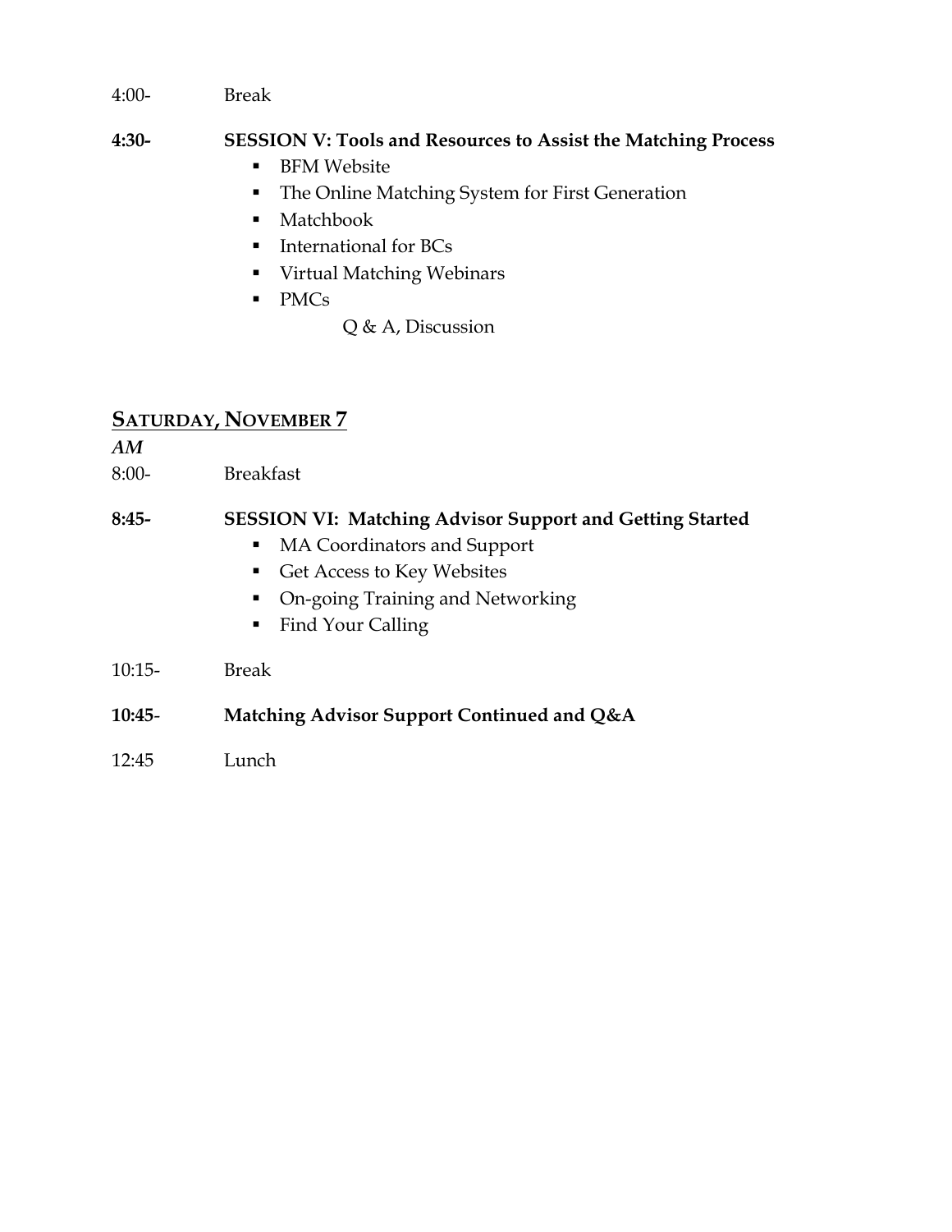4:00- Break

**4:30- SESSION V: Tools and Resources to Assist the Matching Process**

- BFM Website
- The Online Matching System for First Generation
- Matchbook
- International for BCs
- Virtual Matching Webinars
- PMCs

Q & A, Discussion

## SATURDAY, NOVEMBER 7

***AM***

8:00- Breakfast

**8:45- SESSION VI: Matching Advisor Support and Getting Started**

- MA Coordinators and Support
- Get Access to Key Websites
- On-going Training and Networking
- Find Your Calling

10:15- Break

**10:45- Matching Advisor Support Continued and Q&A**

12:45 Lunch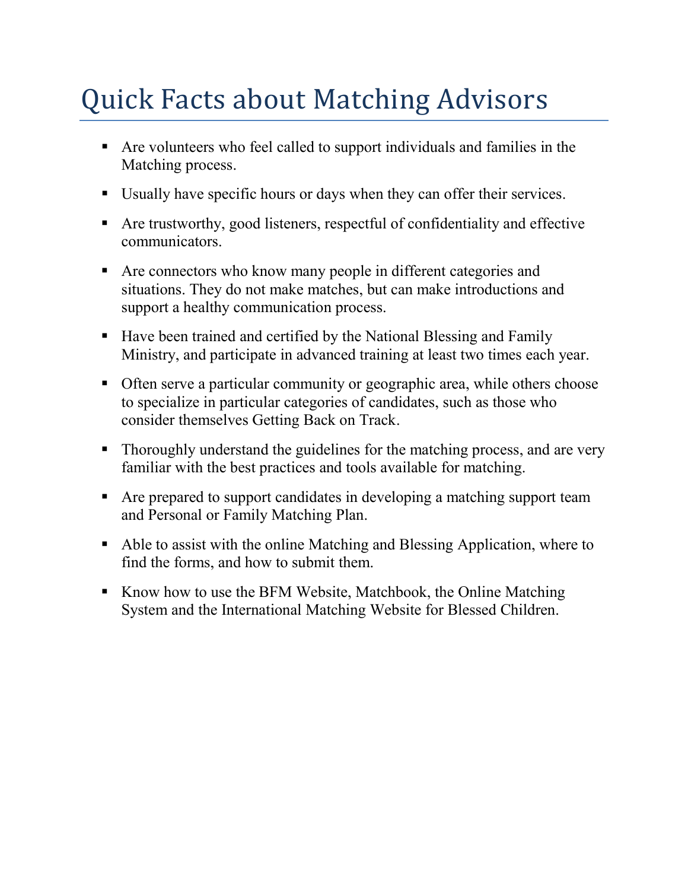# Quick Facts about Matching Advisors

- Are volunteers who feel called to support individuals and families in the Matching process.
- Usually have specific hours or days when they can offer their services.
- Are trustworthy, good listeners, respectful of confidentiality and effective communicators.
- Are connectors who know many people in different categories and situations. They do not make matches, but can make introductions and support a healthy communication process.
- Have been trained and certified by the National Blessing and Family Ministry, and participate in advanced training at least two times each year.
- Often serve a particular community or geographic area, while others choose to specialize in particular categories of candidates, such as those who consider themselves Getting Back on Track.
- Thoroughly understand the guidelines for the matching process, and are very familiar with the best practices and tools available for matching.
- Are prepared to support candidates in developing a matching support team and Personal or Family Matching Plan.
- Able to assist with the online Matching and Blessing Application, where to find the forms, and how to submit them.
- Know how to use the BFM Website, Matchbook, the Online Matching System and the International Matching Website for Blessed Children.